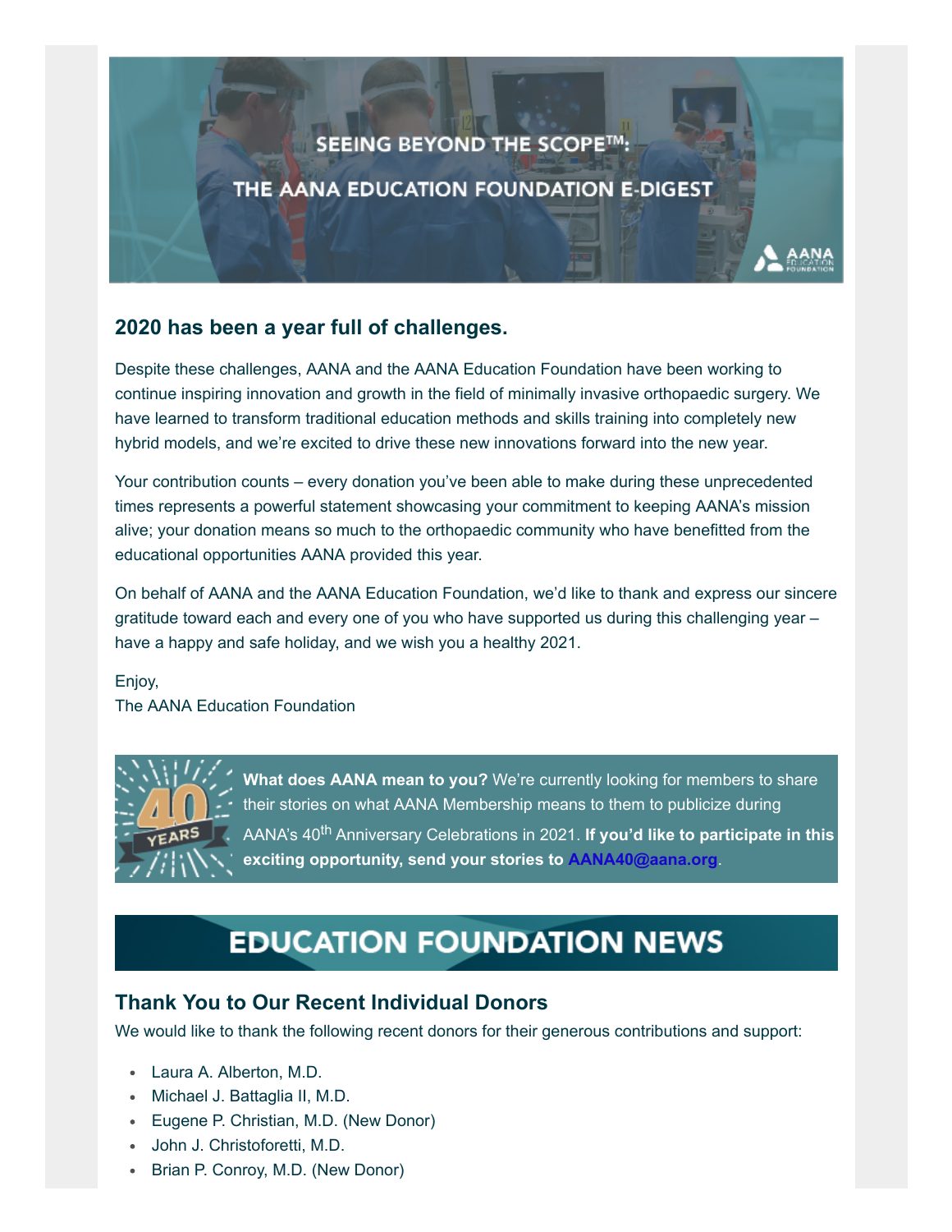# SEEING BEYOND THE SCOPE™: THE AANA EDUCATION FOUNDATION E-DIGEST

## 2020 has been a year full of challenges.

Despite these challenges, AANA and the AANA Education Foundation have been working to continue inspiring innovation and growth in the field of minimally invasive orthopaedic surgery. We have learned to transform traditional education methods and skills training into completely new hybrid models, and we're excited to drive these new innovations forward into the new year.

Your contribution counts – every donation you've been able to make during these unprecedented times represents a powerful statement showcasing your commitment to keeping AANA's mission alive; your donation means so much to the orthopaedic community who have benefitted from the educational opportunities AANA provided this year.

On behalf of AANA and the AANA Education Foundation, we'd like to thank and express our sincere gratitude toward each and every one of you who have supported us during this challenging year – have a happy and safe holiday, and we wish you a healthy 2021.

Enjoy,
The AANA Education Foundation

**What does AANA mean to you?** We're currently looking for members to share their stories on what AANA Membership means to them to publicize during AANA's 40th Anniversary Celebrations in 2021. **If you'd like to participate in this exciting opportunity, send your stories to AANA40@aana.org**.

# EDUCATION FOUNDATION NEWS

## Thank You to Our Recent Individual Donors

We would like to thank the following recent donors for their generous contributions and support:

- Laura A. Alberton, M.D.
- Michael J. Battaglia II, M.D.
- Eugene P. Christian, M.D. (New Donor)
- John J. Christoforetti, M.D.
- Brian P. Conroy, M.D. (New Donor)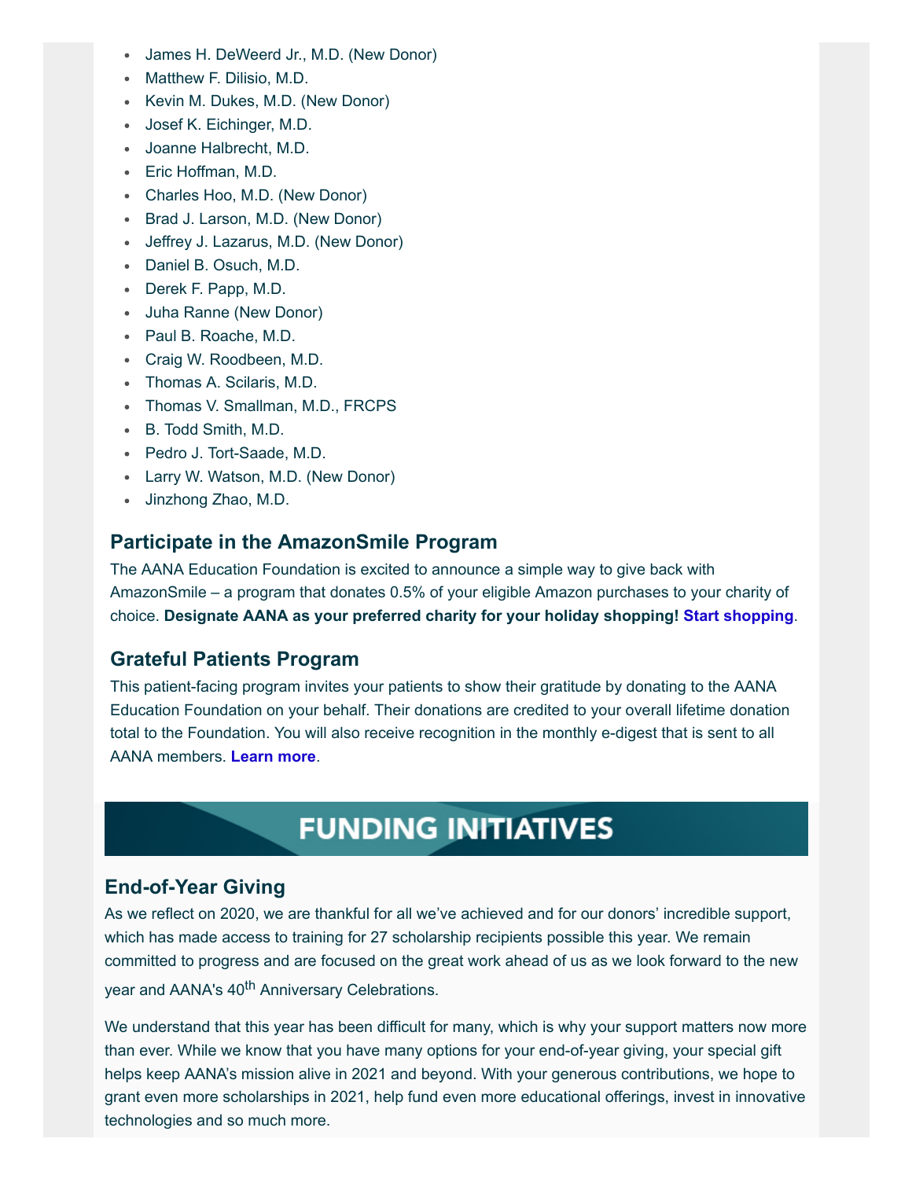- James H. DeWeerd Jr., M.D. (New Donor)
- Matthew F. Dilisio, M.D.
- Kevin M. Dukes, M.D. (New Donor)
- Josef K. Eichinger, M.D.
- Joanne Halbrecht, M.D.
- Eric Hoffman, M.D.
- Charles Hoo, M.D. (New Donor)
- Brad J. Larson, M.D. (New Donor)
- Jeffrey J. Lazarus, M.D. (New Donor)
- Daniel B. Osuch, M.D.
- Derek F. Papp, M.D.
- Juha Ranne (New Donor)
- Paul B. Roache, M.D.
- Craig W. Roodbeen, M.D.
- Thomas A. Scilaris, M.D.
- Thomas V. Smallman, M.D., FRCPS
- B. Todd Smith, M.D.
- Pedro J. Tort-Saade, M.D.
- Larry W. Watson, M.D. (New Donor)
- Jinzhong Zhao, M.D.

### Participate in the AmazonSmile Program

The AANA Education Foundation is excited to announce a simple way to give back with AmazonSmile – a program that donates 0.5% of your eligible Amazon purchases to your charity of choice. **Designate AANA as your preferred charity for your holiday shopping! Start shopping**.

### Grateful Patients Program

This patient-facing program invites your patients to show their gratitude by donating to the AANA Education Foundation on your behalf. Their donations are credited to your overall lifetime donation total to the Foundation. You will also receive recognition in the monthly e-digest that is sent to all AANA members. **Learn more**.

## FUNDING INITIATIVES

### End-of-Year Giving

As we reflect on 2020, we are thankful for all we've achieved and for our donors' incredible support, which has made access to training for 27 scholarship recipients possible this year. We remain committed to progress and are focused on the great work ahead of us as we look forward to the new year and AANA's 40th Anniversary Celebrations.

We understand that this year has been difficult for many, which is why your support matters now more than ever. While we know that you have many options for your end-of-year giving, your special gift helps keep AANA's mission alive in 2021 and beyond. With your generous contributions, we hope to grant even more scholarships in 2021, help fund even more educational offerings, invest in innovative technologies and so much more.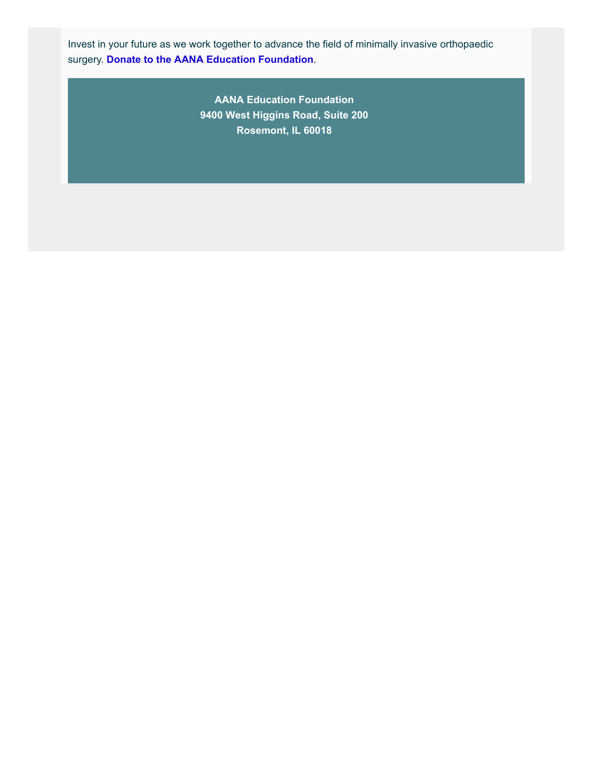Invest in your future as we work together to advance the field of minimally invasive orthopaedic surgery. **Donate to the AANA Education Foundation**.

**AANA Education Foundation**
**9400 West Higgins Road, Suite 200**
**Rosemont, IL 60018**